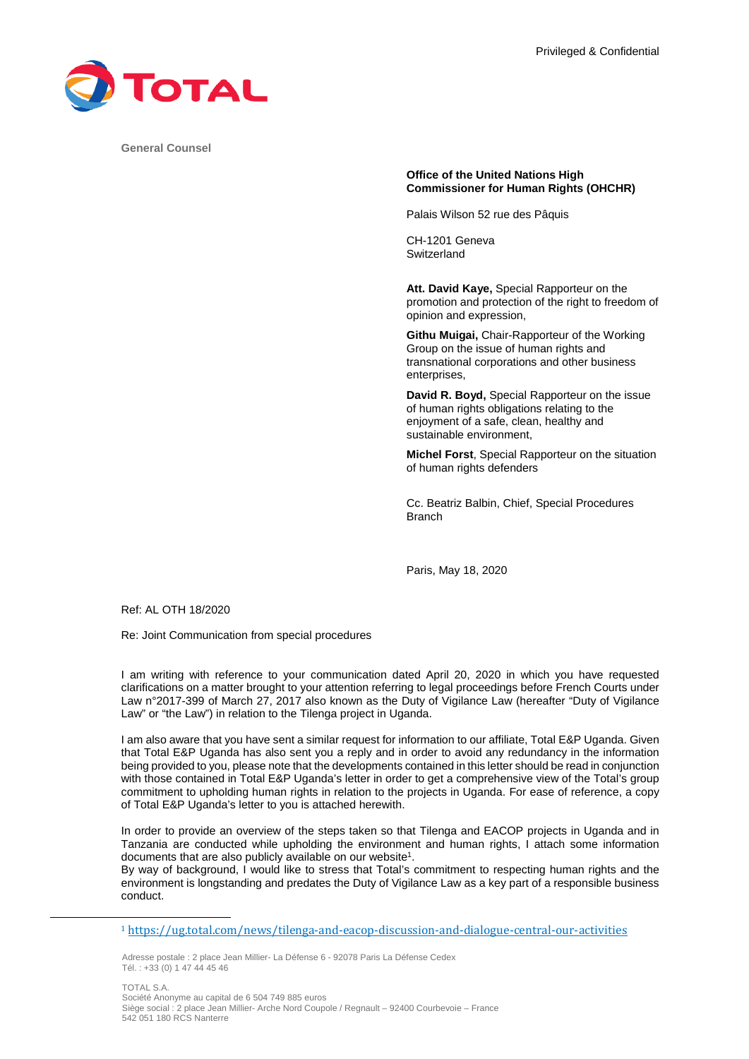Privileged & Confidential

TOTAL

General Counsel

**Office of the United Nations High Commissioner for Human Rights (OHCHR)**

Palais Wilson 52 rue des Pâquis

CH-1201 Geneva
Switzerland

**Att. David Kaye,** Special Rapporteur on the promotion and protection of the right to freedom of opinion and expression,

**Githu Muigai,** Chair-Rapporteur of the Working Group on the issue of human rights and transnational corporations and other business enterprises,

**David R. Boyd,** Special Rapporteur on the issue of human rights obligations relating to the enjoyment of a safe, clean, healthy and sustainable environment,

**Michel Forst**, Special Rapporteur on the situation of human rights defenders

Cc. Beatriz Balbin, Chief, Special Procedures Branch

Paris, May 18, 2020

Ref: AL OTH 18/2020

Re: Joint Communication from special procedures

I am writing with reference to your communication dated April 20, 2020 in which you have requested clarifications on a matter brought to your attention referring to legal proceedings before French Courts under Law n°2017-399 of March 27, 2017 also known as the Duty of Vigilance Law (hereafter "Duty of Vigilance Law" or "the Law") in relation to the Tilenga project in Uganda.

I am also aware that you have sent a similar request for information to our affiliate, Total E&P Uganda. Given that Total E&P Uganda has also sent you a reply and in order to avoid any redundancy in the information being provided to you, please note that the developments contained in this letter should be read in conjunction with those contained in Total E&P Uganda's letter in order to get a comprehensive view of the Total's group commitment to upholding human rights in relation to the projects in Uganda. For ease of reference, a copy of Total E&P Uganda's letter to you is attached herewith.

In order to provide an overview of the steps taken so that Tilenga and EACOP projects in Uganda and in Tanzania are conducted while upholding the environment and human rights, I attach some information documents that are also publicly available on our website[1].

By way of background, I would like to stress that Total's commitment to respecting human rights and the environment is longstanding and predates the Duty of Vigilance Law as a key part of a responsible business conduct.

[1] https://ug.total.com/news/tilenga-and-eacop-discussion-and-dialogue-central-our-activities

Adresse postale : 2 place Jean Millier- La Défense 6 - 92078 Paris La Défense Cedex
Tél. : +33 (0) 1 47 44 45 46

TOTAL S.A.
Société Anonyme au capital de 6 504 749 885 euros
Siège social : 2 place Jean Millier- Arche Nord Coupole / Regnault – 92400 Courbevoie – France
542 051 180 RCS Nanterre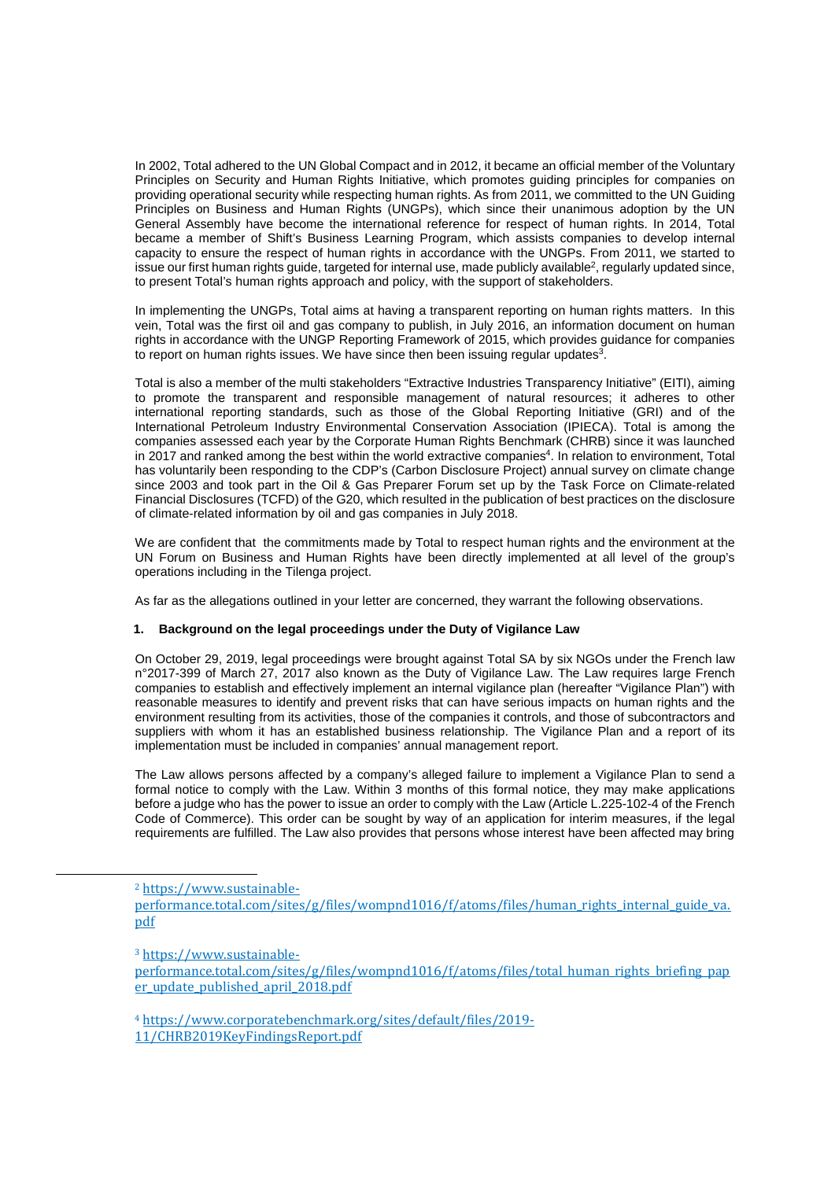In 2002, Total adhered to the UN Global Compact and in 2012, it became an official member of the Voluntary Principles on Security and Human Rights Initiative, which promotes guiding principles for companies on providing operational security while respecting human rights. As from 2011, we committed to the UN Guiding Principles on Business and Human Rights (UNGPs), which since their unanimous adoption by the UN General Assembly have become the international reference for respect of human rights. In 2014, Total became a member of Shift's Business Learning Program, which assists companies to develop internal capacity to ensure the respect of human rights in accordance with the UNGPs. From 2011, we started to issue our first human rights guide, targeted for internal use, made publicly available[2], regularly updated since, to present Total's human rights approach and policy, with the support of stakeholders.

In implementing the UNGPs, Total aims at having a transparent reporting on human rights matters. In this vein, Total was the first oil and gas company to publish, in July 2016, an information document on human rights in accordance with the UNGP Reporting Framework of 2015, which provides guidance for companies to report on human rights issues. We have since then been issuing regular updates[3].

Total is also a member of the multi stakeholders "Extractive Industries Transparency Initiative" (EITI), aiming to promote the transparent and responsible management of natural resources; it adheres to other international reporting standards, such as those of the Global Reporting Initiative (GRI) and of the International Petroleum Industry Environmental Conservation Association (IPIECA). Total is among the companies assessed each year by the Corporate Human Rights Benchmark (CHRB) since it was launched in 2017 and ranked among the best within the world extractive companies[4]. In relation to environment, Total has voluntarily been responding to the CDP's (Carbon Disclosure Project) annual survey on climate change since 2003 and took part in the Oil & Gas Preparer Forum set up by the Task Force on Climate-related Financial Disclosures (TCFD) of the G20, which resulted in the publication of best practices on the disclosure of climate-related information by oil and gas companies in July 2018.

We are confident that the commitments made by Total to respect human rights and the environment at the UN Forum on Business and Human Rights have been directly implemented at all level of the group's operations including in the Tilenga project.

As far as the allegations outlined in your letter are concerned, they warrant the following observations.

**1. Background on the legal proceedings under the Duty of Vigilance Law**

On October 29, 2019, legal proceedings were brought against Total SA by six NGOs under the French law n°2017-399 of March 27, 2017 also known as the Duty of Vigilance Law. The Law requires large French companies to establish and effectively implement an internal vigilance plan (hereafter "Vigilance Plan") with reasonable measures to identify and prevent risks that can have serious impacts on human rights and the environment resulting from its activities, those of the companies it controls, and those of subcontractors and suppliers with whom it has an established business relationship. The Vigilance Plan and a report of its implementation must be included in companies' annual management report.

The Law allows persons affected by a company's alleged failure to implement a Vigilance Plan to send a formal notice to comply with the Law. Within 3 months of this formal notice, they may make applications before a judge who has the power to issue an order to comply with the Law (Article L.225-102-4 of the French Code of Commerce). This order can be sought by way of an application for interim measures, if the legal requirements are fulfilled. The Law also provides that persons whose interest have been affected may bring

---

[2] https://www.sustainable-performance.total.com/sites/g/files/wompnd1016/f/atoms/files/human_rights_internal_guide_va.pdf

[3] https://www.sustainable-performance.total.com/sites/g/files/wompnd1016/f/atoms/files/total_human_rights_briefing_paper_update_published_april_2018.pdf

[4] https://www.corporatebenchmark.org/sites/default/files/2019-11/CHRB2019KeyFindingsReport.pdf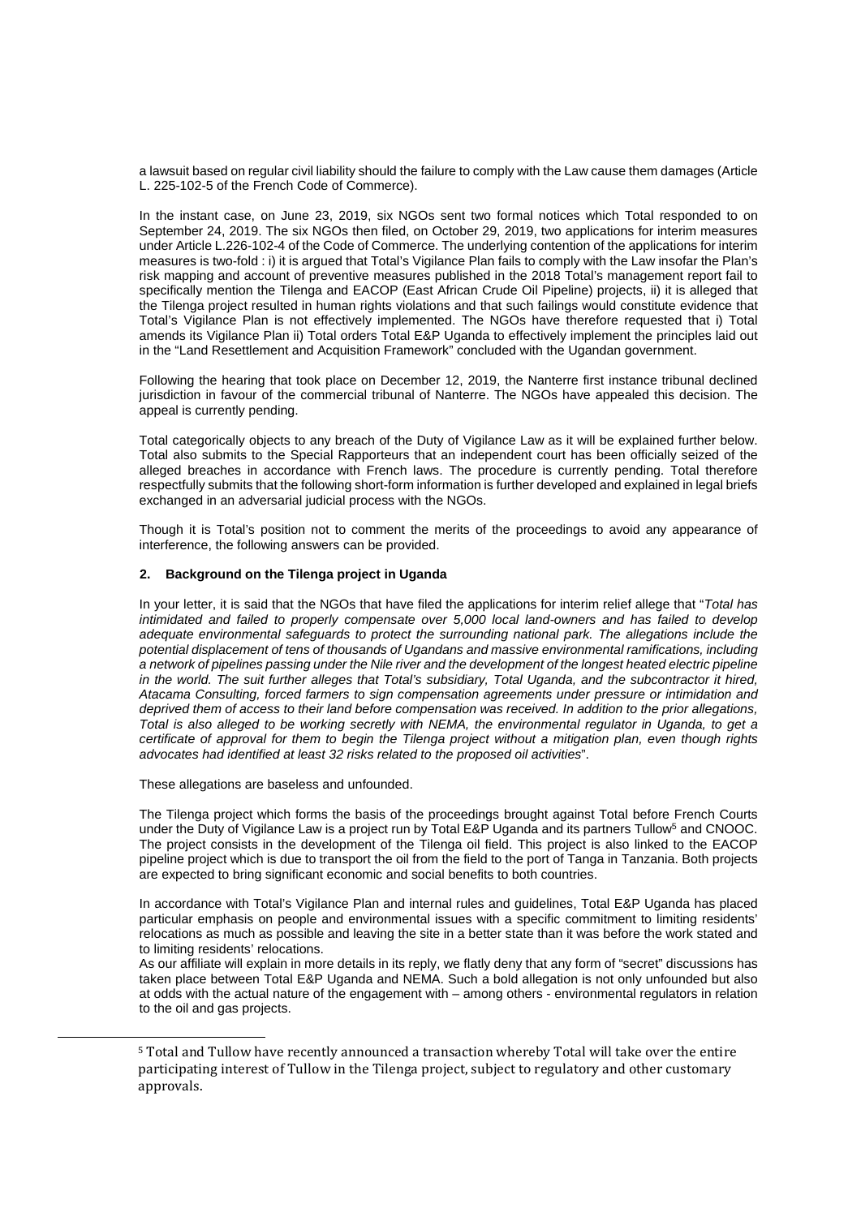a lawsuit based on regular civil liability should the failure to comply with the Law cause them damages (Article L. 225-102-5 of the French Code of Commerce).

In the instant case, on June 23, 2019, six NGOs sent two formal notices which Total responded to on September 24, 2019. The six NGOs then filed, on October 29, 2019, two applications for interim measures under Article L.226-102-4 of the Code of Commerce. The underlying contention of the applications for interim measures is two-fold : i) it is argued that Total's Vigilance Plan fails to comply with the Law insofar the Plan's risk mapping and account of preventive measures published in the 2018 Total's management report fail to specifically mention the Tilenga and EACOP (East African Crude Oil Pipeline) projects, ii) it is alleged that the Tilenga project resulted in human rights violations and that such failings would constitute evidence that Total's Vigilance Plan is not effectively implemented. The NGOs have therefore requested that i) Total amends its Vigilance Plan ii) Total orders Total E&P Uganda to effectively implement the principles laid out in the "Land Resettlement and Acquisition Framework" concluded with the Ugandan government.

Following the hearing that took place on December 12, 2019, the Nanterre first instance tribunal declined jurisdiction in favour of the commercial tribunal of Nanterre. The NGOs have appealed this decision. The appeal is currently pending.

Total categorically objects to any breach of the Duty of Vigilance Law as it will be explained further below. Total also submits to the Special Rapporteurs that an independent court has been officially seized of the alleged breaches in accordance with French laws. The procedure is currently pending. Total therefore respectfully submits that the following short-form information is further developed and explained in legal briefs exchanged in an adversarial judicial process with the NGOs.

Though it is Total's position not to comment the merits of the proceedings to avoid any appearance of interference, the following answers can be provided.

## 2. Background on the Tilenga project in Uganda

In your letter, it is said that the NGOs that have filed the applications for interim relief allege that "*Total has intimidated and failed to properly compensate over 5,000 local land-owners and has failed to develop adequate environmental safeguards to protect the surrounding national park. The allegations include the potential displacement of tens of thousands of Ugandans and massive environmental ramifications, including a network of pipelines passing under the Nile river and the development of the longest heated electric pipeline in the world. The suit further alleges that Total's subsidiary, Total Uganda, and the subcontractor it hired, Atacama Consulting, forced farmers to sign compensation agreements under pressure or intimidation and deprived them of access to their land before compensation was received. In addition to the prior allegations, Total is also alleged to be working secretly with NEMA, the environmental regulator in Uganda, to get a certificate of approval for them to begin the Tilenga project without a mitigation plan, even though rights advocates had identified at least 32 risks related to the proposed oil activities*".

These allegations are baseless and unfounded.

The Tilenga project which forms the basis of the proceedings brought against Total before French Courts under the Duty of Vigilance Law is a project run by Total E&P Uganda and its partners Tullow[5] and CNOOC. The project consists in the development of the Tilenga oil field. This project is also linked to the EACOP pipeline project which is due to transport the oil from the field to the port of Tanga in Tanzania. Both projects are expected to bring significant economic and social benefits to both countries.

In accordance with Total's Vigilance Plan and internal rules and guidelines, Total E&P Uganda has placed particular emphasis on people and environmental issues with a specific commitment to limiting residents' relocations as much as possible and leaving the site in a better state than it was before the work stated and to limiting residents' relocations.

As our affiliate will explain in more details in its reply, we flatly deny that any form of "secret" discussions has taken place between Total E&P Uganda and NEMA. Such a bold allegation is not only unfounded but also at odds with the actual nature of the engagement with – among others - environmental regulators in relation to the oil and gas projects.

[5] Total and Tullow have recently announced a transaction whereby Total will take over the entire participating interest of Tullow in the Tilenga project, subject to regulatory and other customary approvals.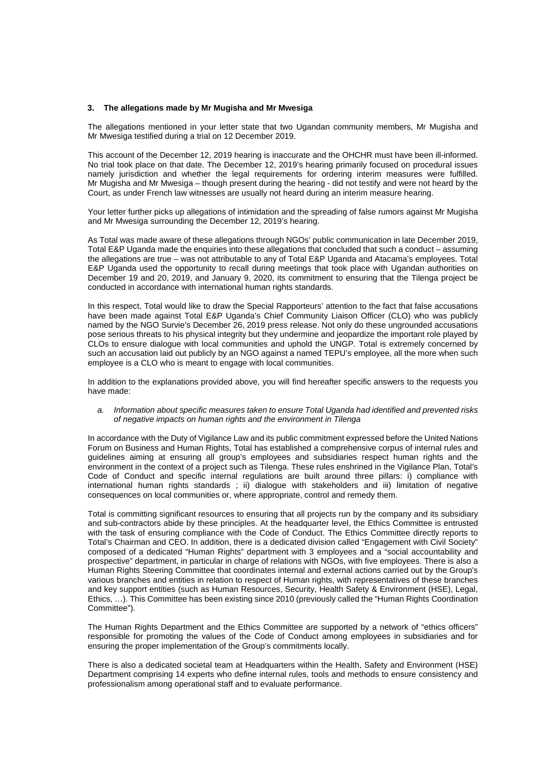### 3. The allegations made by Mr Mugisha and Mr Mwesiga

The allegations mentioned in your letter state that two Ugandan community members, Mr Mugisha and Mr Mwesiga testified during a trial on 12 December 2019.

This account of the December 12, 2019 hearing is inaccurate and the OHCHR must have been ill-informed. No trial took place on that date. The December 12, 2019's hearing primarily focused on procedural issues namely jurisdiction and whether the legal requirements for ordering interim measures were fulfilled. Mr Mugisha and Mr Mwesiga – though present during the hearing - did not testify and were not heard by the Court, as under French law witnesses are usually not heard during an interim measure hearing.

Your letter further picks up allegations of intimidation and the spreading of false rumors against Mr Mugisha and Mr Mwesiga surrounding the December 12, 2019's hearing.

As Total was made aware of these allegations through NGOs' public communication in late December 2019, Total E&P Uganda made the enquiries into these allegations that concluded that such a conduct – assuming the allegations are true – was not attributable to any of Total E&P Uganda and Atacama's employees. Total E&P Uganda used the opportunity to recall during meetings that took place with Ugandan authorities on December 19 and 20, 2019, and January 9, 2020, its commitment to ensuring that the Tilenga project be conducted in accordance with international human rights standards.

In this respect, Total would like to draw the Special Rapporteurs' attention to the fact that false accusations have been made against Total E&P Uganda's Chief Community Liaison Officer (CLO) who was publicly named by the NGO Survie's December 26, 2019 press release. Not only do these ungrounded accusations pose serious threats to his physical integrity but they undermine and jeopardize the important role played by CLOs to ensure dialogue with local communities and uphold the UNGP. Total is extremely concerned by such an accusation laid out publicly by an NGO against a named TEPU's employee, all the more when such employee is a CLO who is meant to engage with local communities.

In addition to the explanations provided above, you will find hereafter specific answers to the requests you have made:

*a. Information about specific measures taken to ensure Total Uganda had identified and prevented risks of negative impacts on human rights and the environment in Tilenga*

In accordance with the Duty of Vigilance Law and its public commitment expressed before the United Nations Forum on Business and Human Rights, Total has established a comprehensive corpus of internal rules and guidelines aiming at ensuring all group's employees and subsidiaries respect human rights and the environment in the context of a project such as Tilenga. These rules enshrined in the Vigilance Plan, Total's Code of Conduct and specific internal regulations are built around three pillars: i) compliance with international human rights standards ; ii) dialogue with stakeholders and iii) limitation of negative consequences on local communities or, where appropriate, control and remedy them.

Total is committing significant resources to ensuring that all projects run by the company and its subsidiary and sub-contractors abide by these principles. At the headquarter level, the Ethics Committee is entrusted with the task of ensuring compliance with the Code of Conduct. The Ethics Committee directly reports to Total's Chairman and CEO. In addition, there is a dedicated division called "Engagement with Civil Society" composed of a dedicated "Human Rights" department with 3 employees and a "social accountability and prospective" department, in particular in charge of relations with NGOs, with five employees. There is also a Human Rights Steering Committee that coordinates internal and external actions carried out by the Group's various branches and entities in relation to respect of Human rights, with representatives of these branches and key support entities (such as Human Resources, Security, Health Safety & Environment (HSE), Legal, Ethics, …). This Committee has been existing since 2010 (previously called the "Human Rights Coordination Committee").

The Human Rights Department and the Ethics Committee are supported by a network of "ethics officers" responsible for promoting the values of the Code of Conduct among employees in subsidiaries and for ensuring the proper implementation of the Group's commitments locally.

There is also a dedicated societal team at Headquarters within the Health, Safety and Environment (HSE) Department comprising 14 experts who define internal rules, tools and methods to ensure consistency and professionalism among operational staff and to evaluate performance.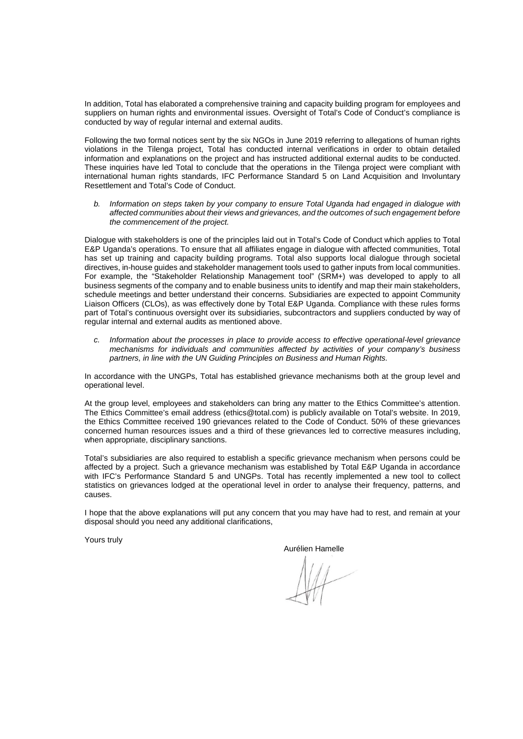In addition, Total has elaborated a comprehensive training and capacity building program for employees and suppliers on human rights and environmental issues. Oversight of Total's Code of Conduct's compliance is conducted by way of regular internal and external audits.

Following the two formal notices sent by the six NGOs in June 2019 referring to allegations of human rights violations in the Tilenga project, Total has conducted internal verifications in order to obtain detailed information and explanations on the project and has instructed additional external audits to be conducted. These inquiries have led Total to conclude that the operations in the Tilenga project were compliant with international human rights standards, IFC Performance Standard 5 on Land Acquisition and Involuntary Resettlement and Total's Code of Conduct.

*b. Information on steps taken by your company to ensure Total Uganda had engaged in dialogue with affected communities about their views and grievances, and the outcomes of such engagement before the commencement of the project.*

Dialogue with stakeholders is one of the principles laid out in Total's Code of Conduct which applies to Total E&P Uganda's operations. To ensure that all affiliates engage in dialogue with affected communities, Total has set up training and capacity building programs. Total also supports local dialogue through societal directives, in-house guides and stakeholder management tools used to gather inputs from local communities. For example, the "Stakeholder Relationship Management tool" (SRM+) was developed to apply to all business segments of the company and to enable business units to identify and map their main stakeholders, schedule meetings and better understand their concerns. Subsidiaries are expected to appoint Community Liaison Officers (CLOs), as was effectively done by Total E&P Uganda. Compliance with these rules forms part of Total's continuous oversight over its subsidiaries, subcontractors and suppliers conducted by way of regular internal and external audits as mentioned above.

*c. Information about the processes in place to provide access to effective operational-level grievance mechanisms for individuals and communities affected by activities of your company's business partners, in line with the UN Guiding Principles on Business and Human Rights.*

In accordance with the UNGPs, Total has established grievance mechanisms both at the group level and operational level.

At the group level, employees and stakeholders can bring any matter to the Ethics Committee's attention. The Ethics Committee's email address (ethics@total.com) is publicly available on Total's website. In 2019, the Ethics Committee received 190 grievances related to the Code of Conduct. 50% of these grievances concerned human resources issues and a third of these grievances led to corrective measures including, when appropriate, disciplinary sanctions.

Total's subsidiaries are also required to establish a specific grievance mechanism when persons could be affected by a project. Such a grievance mechanism was established by Total E&P Uganda in accordance with IFC's Performance Standard 5 and UNGPs. Total has recently implemented a new tool to collect statistics on grievances lodged at the operational level in order to analyse their frequency, patterns, and causes.

I hope that the above explanations will put any concern that you may have had to rest, and remain at your disposal should you need any additional clarifications,

Yours truly

Aurélien Hamelle